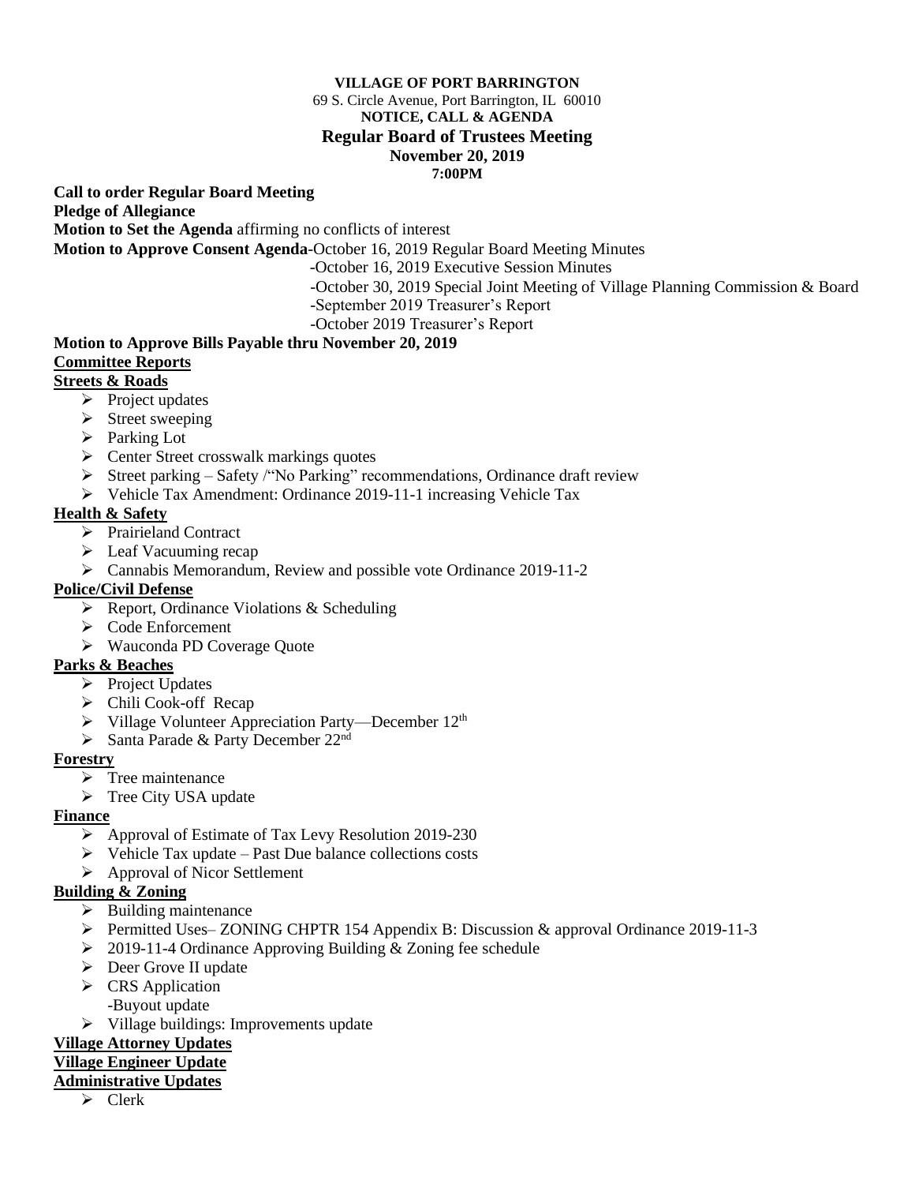**VILLAGE OF PORT BARRINGTON**

69 S. Circle Avenue, Port Barrington, IL 60010

**NOTICE, CALL & AGENDA**

**Regular Board of Trustees Meeting**

**November 20, 2019**

**7:00PM**

**Call to order Regular Board Meeting**

**Pledge of Allegiance**

**Motion to Set the Agenda** affirming no conflicts of interest

**Motion to Approve Consent Agenda**-October 16, 2019 Regular Board Meeting Minutes
- -October 16, 2019 Executive Session Minutes
- -October 30, 2019 Special Joint Meeting of Village Planning Commission & Board
- -September 2019 Treasurer's Report
- -October 2019 Treasurer's Report

**Motion to Approve Bills Payable thru November 20, 2019**

**Committee Reports**

**Streets & Roads**

- Project updates
- Street sweeping
- Parking Lot
- Center Street crosswalk markings quotes
- Street parking – Safety /"No Parking" recommendations, Ordinance draft review
- Vehicle Tax Amendment: Ordinance 2019-11-1 increasing Vehicle Tax

**Health & Safety**

- Prairieland Contract
- Leaf Vacuuming recap
- Cannabis Memorandum, Review and possible vote Ordinance 2019-11-2

**Police/Civil Defense**

- Report, Ordinance Violations & Scheduling
- Code Enforcement
- Wauconda PD Coverage Quote

**Parks & Beaches**

- Project Updates
- Chili Cook-off Recap
- Village Volunteer Appreciation Party—December 12th
- Santa Parade & Party December 22nd

**Forestry**

- Tree maintenance
- Tree City USA update

**Finance**

- Approval of Estimate of Tax Levy Resolution 2019-230
- Vehicle Tax update – Past Due balance collections costs
- Approval of Nicor Settlement

**Building & Zoning**

- Building maintenance
- Permitted Uses– ZONING CHPTR 154 Appendix B: Discussion & approval Ordinance 2019-11-3
- 2019-11-4 Ordinance Approving Building & Zoning fee schedule
- Deer Grove II update
- CRS Application
  -Buyout update
- Village buildings: Improvements update

**Village Attorney Updates**

**Village Engineer Update**

**Administrative Updates**

- Clerk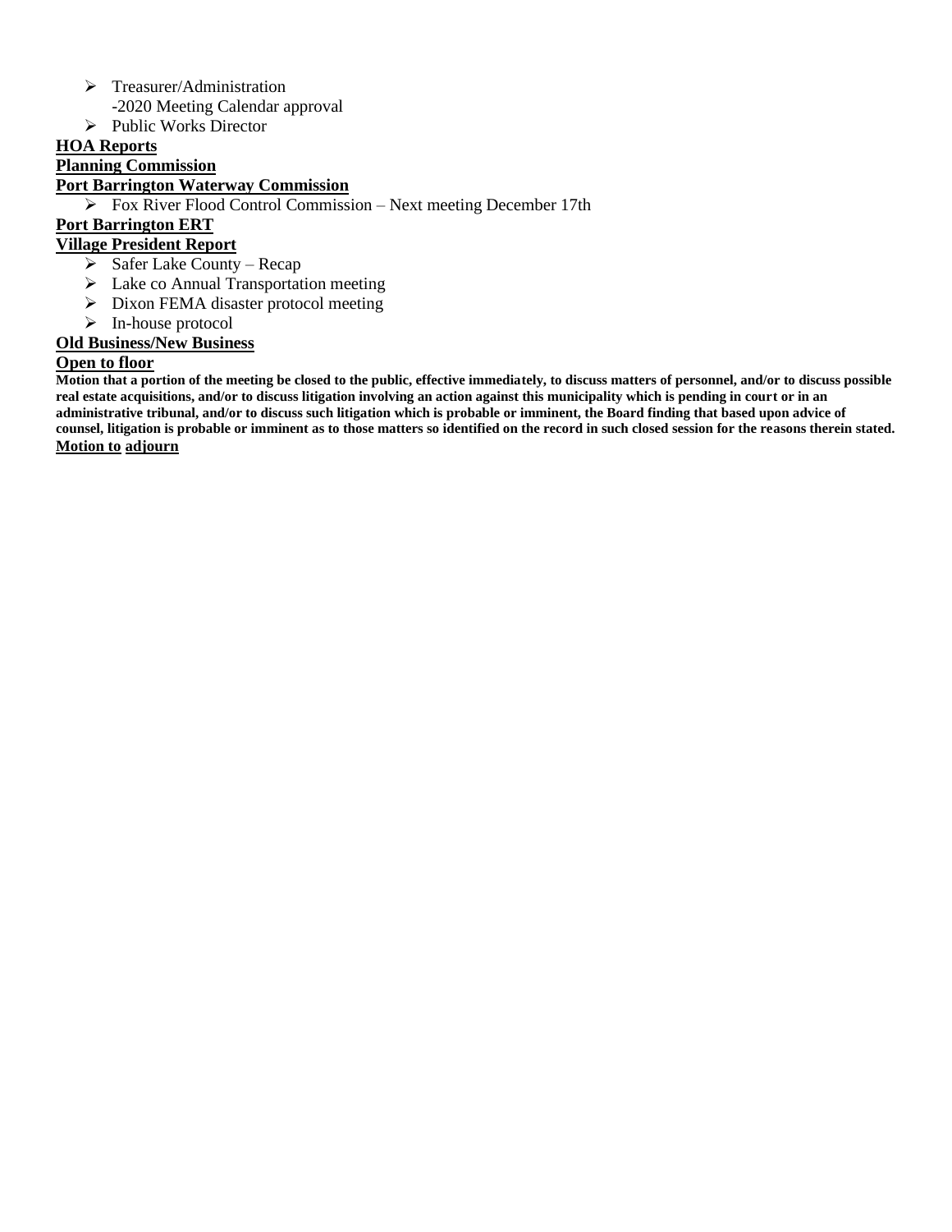- Treasurer/Administration
  -2020 Meeting Calendar approval
- Public Works Director

**HOA Reports**

**Planning Commission**

**Port Barrington Waterway Commission**

- Fox River Flood Control Commission – Next meeting December 17th

**Port Barrington ERT**

**Village President Report**

- Safer Lake County – Recap
- Lake co Annual Transportation meeting
- Dixon FEMA disaster protocol meeting
- In-house protocol

**Old Business/New Business**

**Open to floor**

**Motion that a portion of the meeting be closed to the public, effective immediately, to discuss matters of personnel, and/or to discuss possible real estate acquisitions, and/or to discuss litigation involving an action against this municipality which is pending in court or in an administrative tribunal, and/or to discuss such litigation which is probable or imminent, the Board finding that based upon advice of counsel, litigation is probable or imminent as to those matters so identified on the record in such closed session for the reasons therein stated.**

**Motion to adjourn**